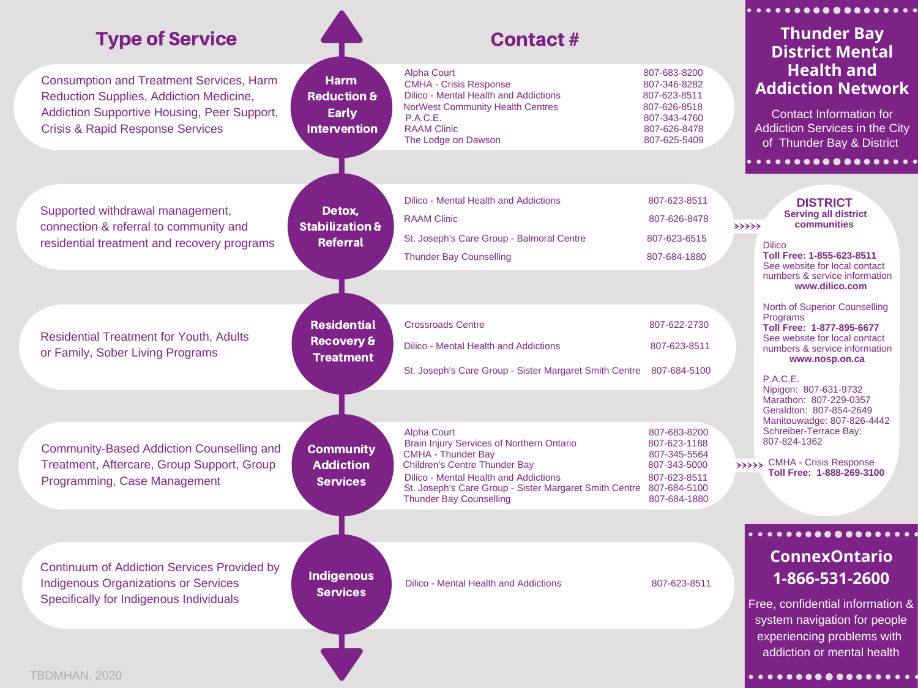# Thunder Bay District Mental Health and Addiction Network

Contact Information for Addiction Services in the City of Thunder Bay & District

| Type of Service | | Contact # | |
|---|---|---|---|
| Consumption and Treatment Services, Harm Reduction Supplies, Addiction Medicine, Addiction Supportive Housing, Peer Support, Crisis & Rapid Response Services | **Harm Reduction & Early Intervention** | Alpha Court | 807-683-8200 |
| | | CMHA - Crisis Response | 807-346-8282 |
| | | Dilico - Mental Health and Addictions | 807-623-8511 |
| | | NorWest Community Health Centres | 807-626-8518 |
| | | P.A.C.E. | 807-343-4760 |
| | | RAAM Clinic | 807-626-8478 |
| | | The Lodge on Dawson | 807-625-5409 |
| Supported withdrawal management, connection & referral to community and residential treatment and recovery programs | **Detox, Stabilization & Referral** | Dilico - Mental Health and Addictions | 807-623-8511 |
| | | RAAM Clinic | 807-626-8478 |
| | | St. Joseph's Care Group - Balmoral Centre | 807-623-6515 |
| | | Thunder Bay Counselling | 807-684-1880 |
| Residential Treatment for Youth, Adults or Family, Sober Living Programs | **Residential Recovery & Treatment** | Crossroads Centre | 807-622-2730 |
| | | Dilico - Mental Health and Addictions | 807-623-8511 |
| | | St. Joseph's Care Group - Sister Margaret Smith Centre | 807-684-5100 |
| Community-Based Addiction Counselling and Treatment, Aftercare, Group Support, Group Programming, Case Management | **Community Addiction Services** | Alpha Court | 807-683-8200 |
| | | Brain Injury Services of Northern Ontario | 807-623-1188 |
| | | CMHA - Thunder Bay | 807-345-5564 |
| | | Children's Centre Thunder Bay | 807-343-5000 |
| | | Dilico - Mental Health and Addictions | 807-623-8511 |
| | | St. Joseph's Care Group - Sister Margaret Smith Centre | 807-684-5100 |
| | | Thunder Bay Counselling | 807-684-1880 |
| Continuum of Addiction Services Provided by Indigenous Organizations or Services Specifically for Indigenous Individuals | **Indigenous Services** | Dilico - Mental Health and Addictions | 807-623-8511 |

## DISTRICT

**Serving all district communities**

Dilico
**Toll Free: 1-855-623-8511**
See website for local contact numbers & service information
**www.dilico.com**

North of Superior Counselling Programs
**Toll Free: 1-877-895-6677**
See website for local contact numbers & service information
**www.nosp.on.ca**

P.A.C.E.
Nipigon: 807-631-9732
Marathon: 807-229-0357
Geraldton: 807-854-2649
Manitouwadge: 807-826-4442
Schreiber-Terrace Bay: 807-824-1362

CMHA - Crisis Response
**Toll Free: 1-888-269-3100**

## ConnexOntario 1-866-531-2600

Free, confidential information & system navigation for people experiencing problems with addiction or mental health

TBDMHAN, 2020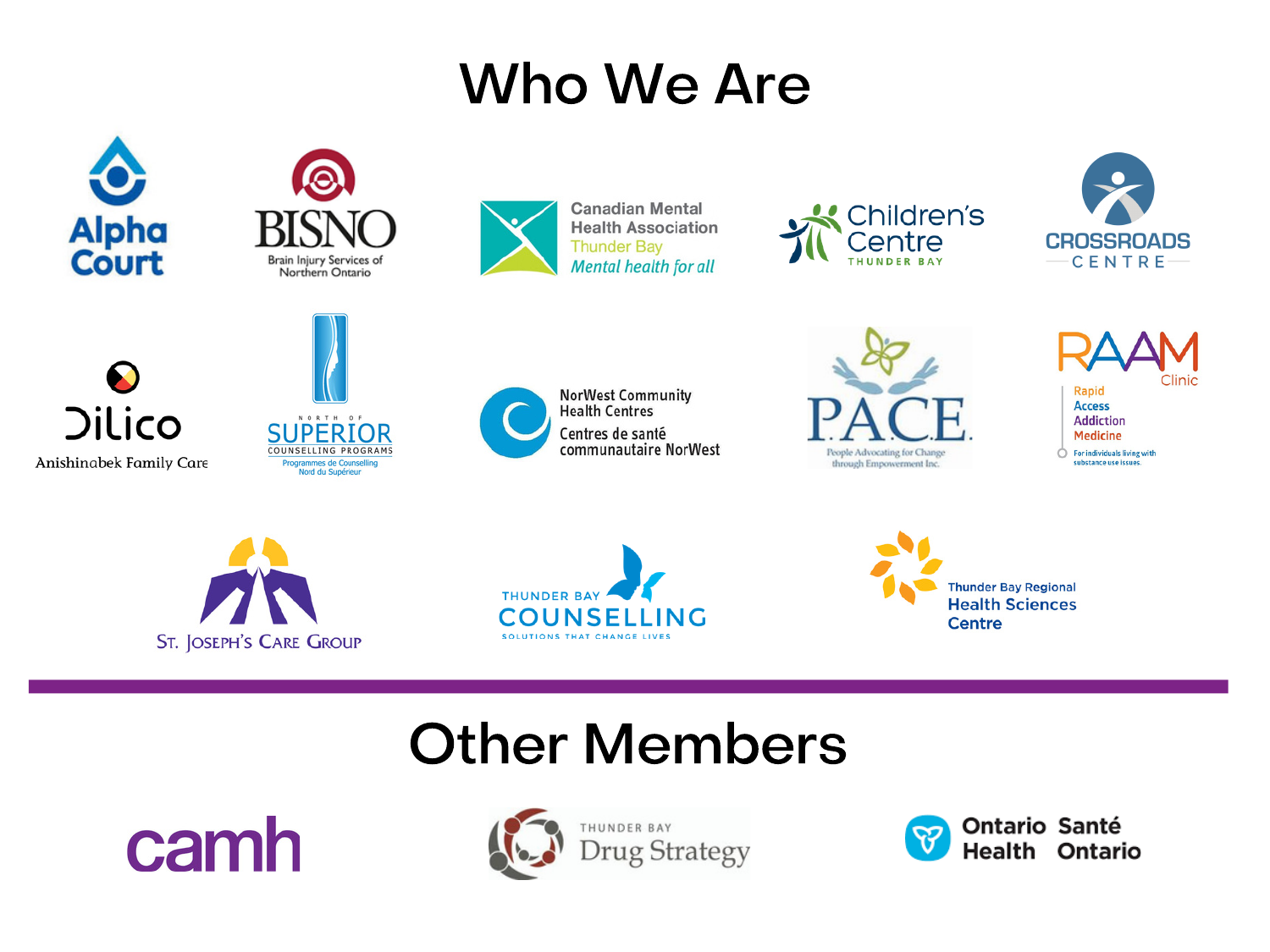# Who We Are

Alpha Court

BISNO
Brain Injury Services of Northern Ontario

Canadian Mental Health Association
Thunder Bay
*Mental health for all*

Children's Centre
THUNDER BAY

CROSSROADS
CENTRE

Dilico
Anishinabek Family Care

NORTH OF SUPERIOR
COUNSELLING PROGRAMS
Programmes de Counselling Nord du Supérieur

NorWest Community Health Centres
Centres de santé communautaire NorWest

P.A.C.E.
People Advocating for Change through Empowerment Inc.

RAAM Clinic
Rapid Access Addiction Medicine
For individuals living with substance use issues.

St. Joseph's Care Group

THUNDER BAY COUNSELLING
SOLUTIONS THAT CHANGE LIVES

Thunder Bay Regional Health Sciences Centre

# Other Members

camh

THUNDER BAY Drug Strategy

Ontario Health
Santé Ontario